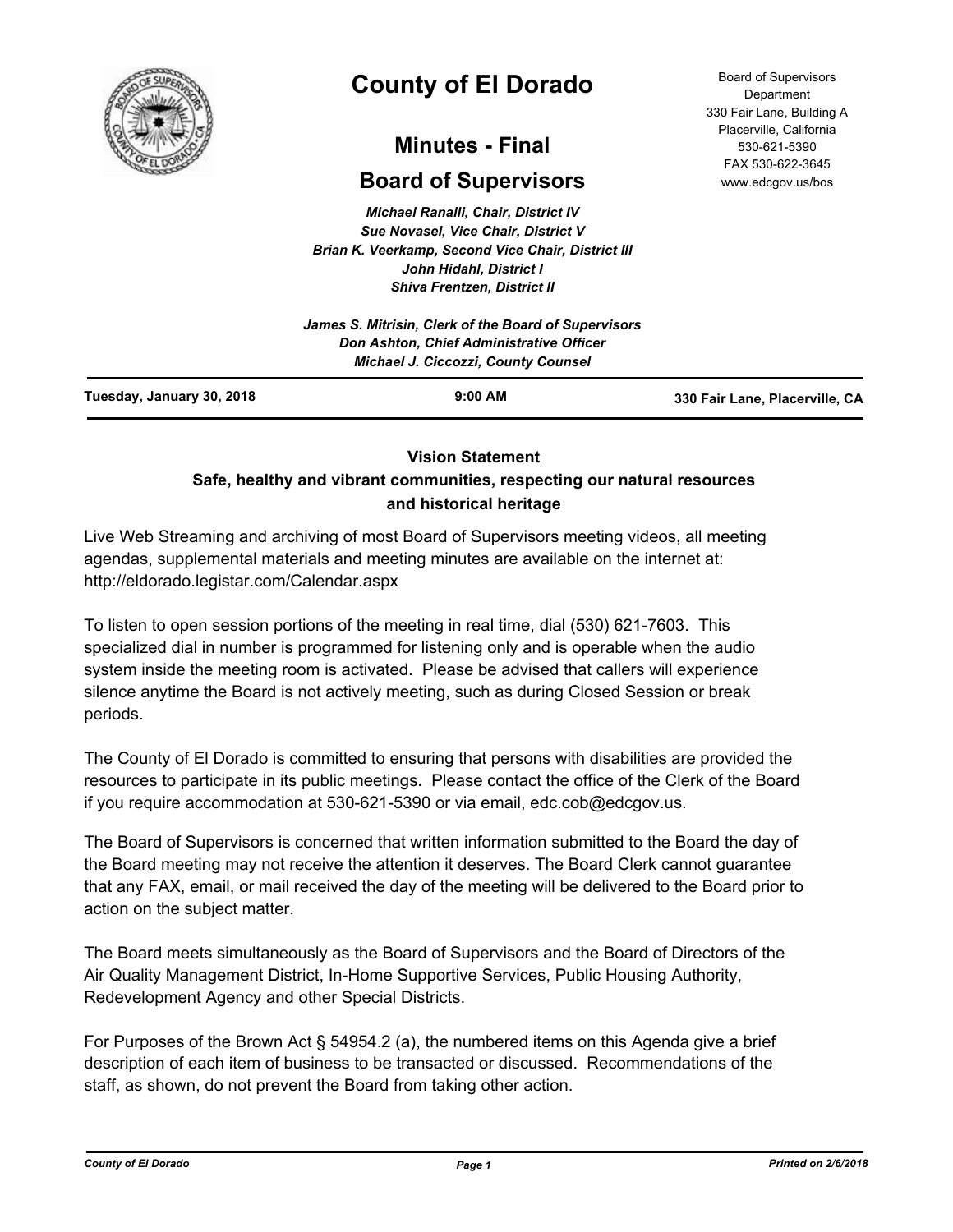# County of El Dorado

## Minutes - Final

## Board of Supervisors

Board of Supervisors Department
330 Fair Lane, Building A
Placerville, California
530-621-5390
FAX 530-622-3645
www.edcgov.us/bos

*Michael Ranalli, Chair, District IV*
*Sue Novasel, Vice Chair, District V*
*Brian K. Veerkamp, Second Vice Chair, District III*
*John Hidahl, District I*
*Shiva Frentzen, District II*

*James S. Mitrisin, Clerk of the Board of Supervisors*
*Don Ashton, Chief Administrative Officer*
*Michael J. Ciccozzi, County Counsel*

**Tuesday, January 30, 2018** | **9:00 AM** | **330 Fair Lane, Placerville, CA**

**Vision Statement**
**Safe, healthy and vibrant communities, respecting our natural resources and historical heritage**

Live Web Streaming and archiving of most Board of Supervisors meeting videos, all meeting agendas, supplemental materials and meeting minutes are available on the internet at: http://eldorado.legistar.com/Calendar.aspx

To listen to open session portions of the meeting in real time, dial (530) 621-7603. This specialized dial in number is programmed for listening only and is operable when the audio system inside the meeting room is activated. Please be advised that callers will experience silence anytime the Board is not actively meeting, such as during Closed Session or break periods.

The County of El Dorado is committed to ensuring that persons with disabilities are provided the resources to participate in its public meetings. Please contact the office of the Clerk of the Board if you require accommodation at 530-621-5390 or via email, edc.cob@edcgov.us.

The Board of Supervisors is concerned that written information submitted to the Board the day of the Board meeting may not receive the attention it deserves. The Board Clerk cannot guarantee that any FAX, email, or mail received the day of the meeting will be delivered to the Board prior to action on the subject matter.

The Board meets simultaneously as the Board of Supervisors and the Board of Directors of the Air Quality Management District, In-Home Supportive Services, Public Housing Authority, Redevelopment Agency and other Special Districts.

For Purposes of the Brown Act § 54954.2 (a), the numbered items on this Agenda give a brief description of each item of business to be transacted or discussed. Recommendations of the staff, as shown, do not prevent the Board from taking other action.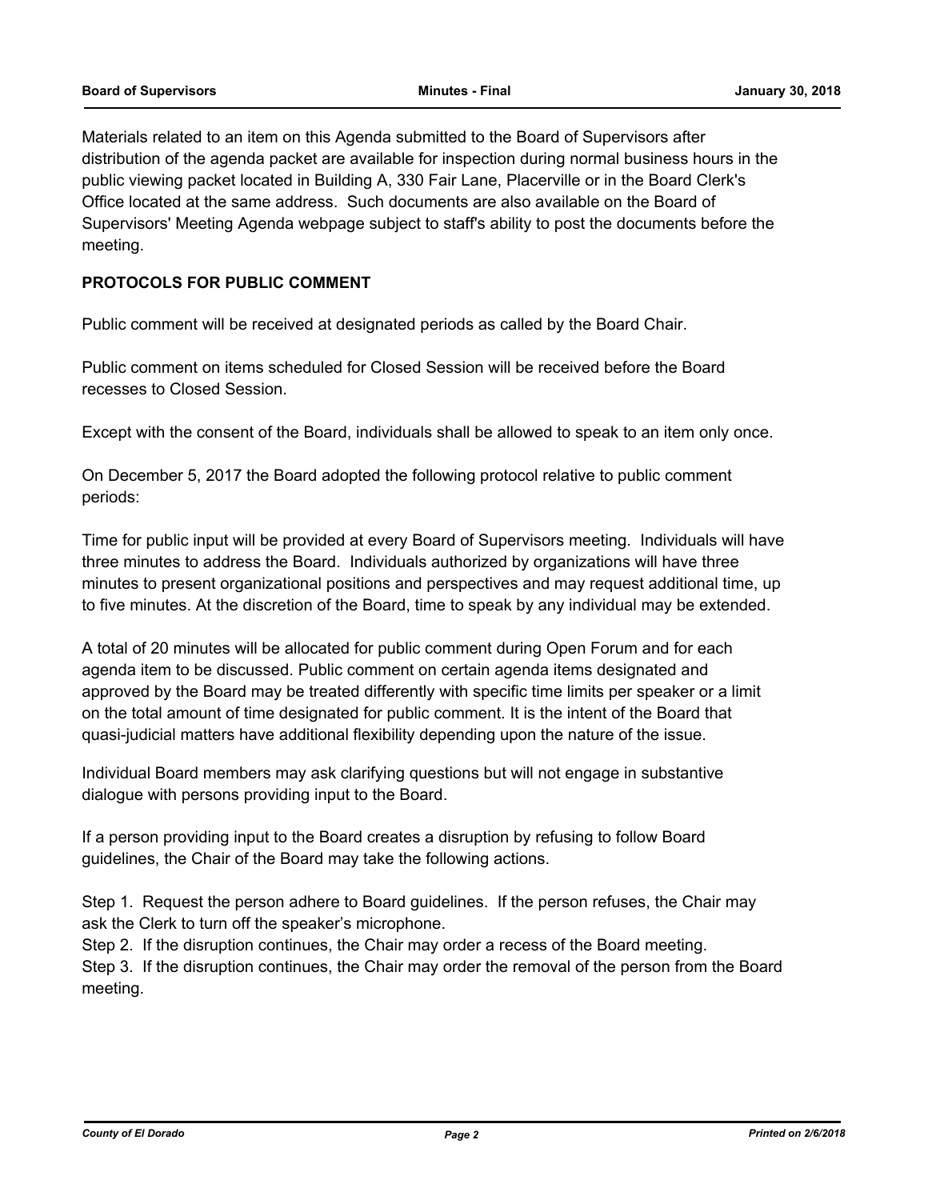Materials related to an item on this Agenda submitted to the Board of Supervisors after distribution of the agenda packet are available for inspection during normal business hours in the public viewing packet located in Building A, 330 Fair Lane, Placerville or in the Board Clerk's Office located at the same address. Such documents are also available on the Board of Supervisors' Meeting Agenda webpage subject to staff's ability to post the documents before the meeting.

**PROTOCOLS FOR PUBLIC COMMENT**

Public comment will be received at designated periods as called by the Board Chair.

Public comment on items scheduled for Closed Session will be received before the Board recesses to Closed Session.

Except with the consent of the Board, individuals shall be allowed to speak to an item only once.

On December 5, 2017 the Board adopted the following protocol relative to public comment periods:

Time for public input will be provided at every Board of Supervisors meeting. Individuals will have three minutes to address the Board. Individuals authorized by organizations will have three minutes to present organizational positions and perspectives and may request additional time, up to five minutes. At the discretion of the Board, time to speak by any individual may be extended.

A total of 20 minutes will be allocated for public comment during Open Forum and for each agenda item to be discussed. Public comment on certain agenda items designated and approved by the Board may be treated differently with specific time limits per speaker or a limit on the total amount of time designated for public comment. It is the intent of the Board that quasi-judicial matters have additional flexibility depending upon the nature of the issue.

Individual Board members may ask clarifying questions but will not engage in substantive dialogue with persons providing input to the Board.

If a person providing input to the Board creates a disruption by refusing to follow Board guidelines, the Chair of the Board may take the following actions.

Step 1. Request the person adhere to Board guidelines. If the person refuses, the Chair may ask the Clerk to turn off the speaker's microphone.
Step 2. If the disruption continues, the Chair may order a recess of the Board meeting.
Step 3. If the disruption continues, the Chair may order the removal of the person from the Board meeting.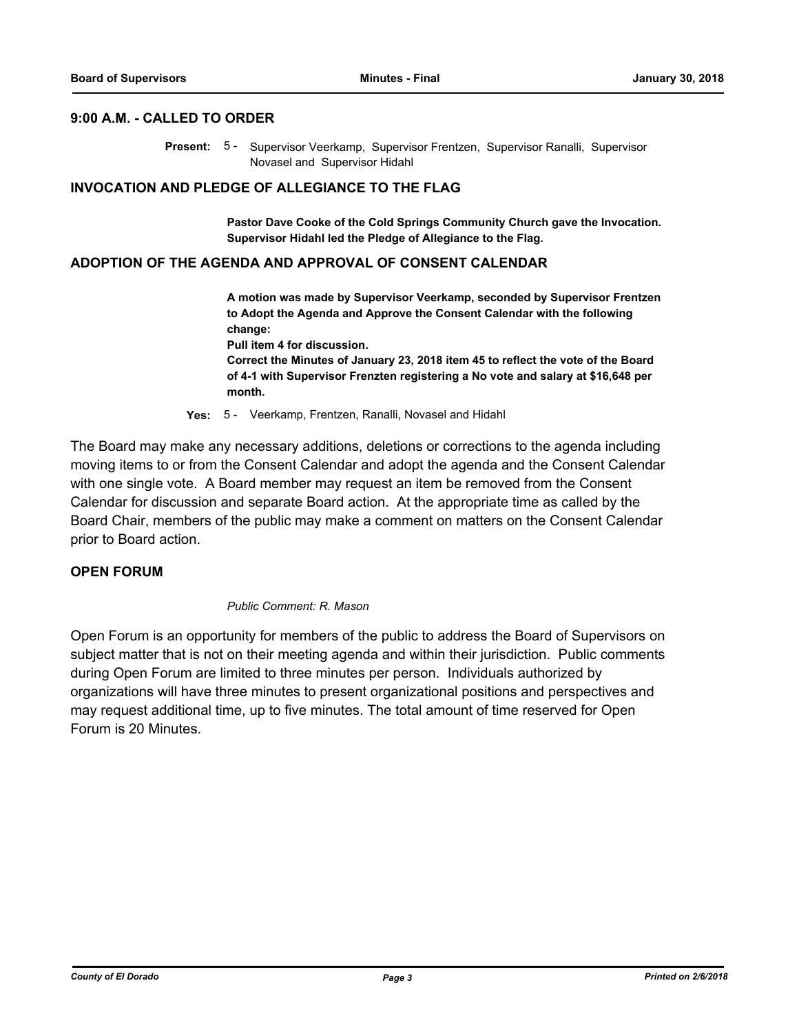## 9:00 A.M. - CALLED TO ORDER

**Present:** 5 - Supervisor Veerkamp, Supervisor Frentzen, Supervisor Ranalli, Supervisor Novasel and Supervisor Hidahl

## INVOCATION AND PLEDGE OF ALLEGIANCE TO THE FLAG

**Pastor Dave Cooke of the Cold Springs Community Church gave the Invocation. Supervisor Hidahl led the Pledge of Allegiance to the Flag.**

## ADOPTION OF THE AGENDA AND APPROVAL OF CONSENT CALENDAR

**A motion was made by Supervisor Veerkamp, seconded by Supervisor Frentzen to Adopt the Agenda and Approve the Consent Calendar with the following change:**
**Pull item 4 for discussion.**
**Correct the Minutes of January 23, 2018 item 45 to reflect the vote of the Board of 4-1 with Supervisor Frenzten registering a No vote and salary at $16,648 per month.**

**Yes:** 5 - Veerkamp, Frentzen, Ranalli, Novasel and Hidahl

The Board may make any necessary additions, deletions or corrections to the agenda including moving items to or from the Consent Calendar and adopt the agenda and the Consent Calendar with one single vote. A Board member may request an item be removed from the Consent Calendar for discussion and separate Board action. At the appropriate time as called by the Board Chair, members of the public may make a comment on matters on the Consent Calendar prior to Board action.

## OPEN FORUM

*Public Comment: R. Mason*

Open Forum is an opportunity for members of the public to address the Board of Supervisors on subject matter that is not on their meeting agenda and within their jurisdiction. Public comments during Open Forum are limited to three minutes per person. Individuals authorized by organizations will have three minutes to present organizational positions and perspectives and may request additional time, up to five minutes. The total amount of time reserved for Open Forum is 20 Minutes.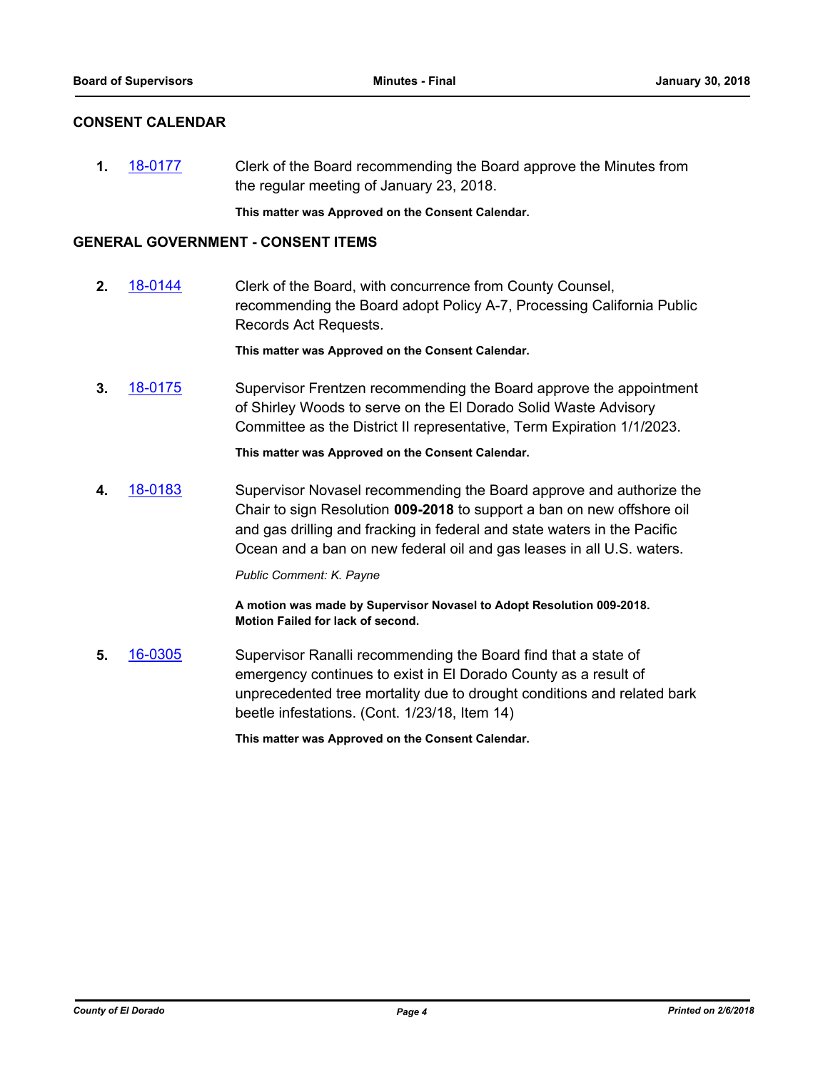## CONSENT CALENDAR

**1.** 18-0177 Clerk of the Board recommending the Board approve the Minutes from the regular meeting of January 23, 2018.

**This matter was Approved on the Consent Calendar.**

## GENERAL GOVERNMENT - CONSENT ITEMS

**2.** 18-0144 Clerk of the Board, with concurrence from County Counsel, recommending the Board adopt Policy A-7, Processing California Public Records Act Requests.

**This matter was Approved on the Consent Calendar.**

**3.** 18-0175 Supervisor Frentzen recommending the Board approve the appointment of Shirley Woods to serve on the El Dorado Solid Waste Advisory Committee as the District II representative, Term Expiration 1/1/2023.

**This matter was Approved on the Consent Calendar.**

**4.** 18-0183 Supervisor Novasel recommending the Board approve and authorize the Chair to sign Resolution **009-2018** to support a ban on new offshore oil and gas drilling and fracking in federal and state waters in the Pacific Ocean and a ban on new federal oil and gas leases in all U.S. waters.

*Public Comment: K. Payne*

**A motion was made by Supervisor Novasel to Adopt Resolution 009-2018. Motion Failed for lack of second.**

**5.** 16-0305 Supervisor Ranalli recommending the Board find that a state of emergency continues to exist in El Dorado County as a result of unprecedented tree mortality due to drought conditions and related bark beetle infestations. (Cont. 1/23/18, Item 14)

**This matter was Approved on the Consent Calendar.**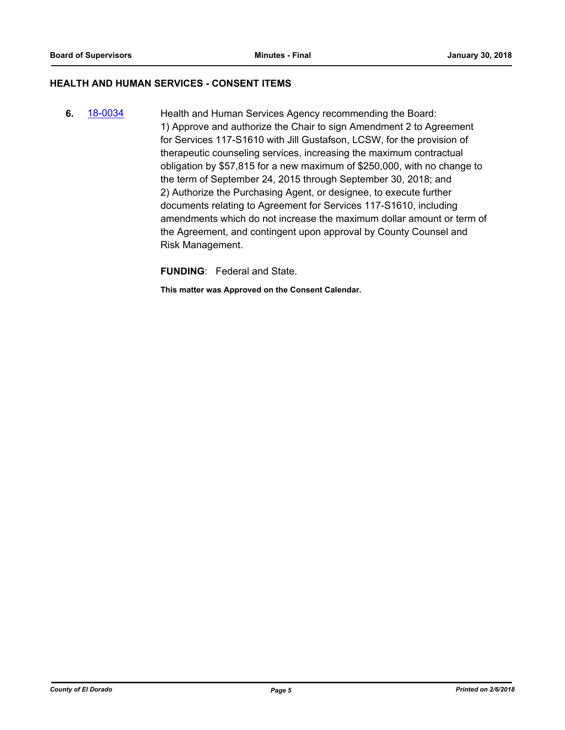## HEALTH AND HUMAN SERVICES - CONSENT ITEMS

**6.** 18-0034 Health and Human Services Agency recommending the Board:
1) Approve and authorize the Chair to sign Amendment 2 to Agreement for Services 117-S1610 with Jill Gustafson, LCSW, for the provision of therapeutic counseling services, increasing the maximum contractual obligation by $57,815 for a new maximum of $250,000, with no change to the term of September 24, 2015 through September 30, 2018; and
2) Authorize the Purchasing Agent, or designee, to execute further documents relating to Agreement for Services 117-S1610, including amendments which do not increase the maximum dollar amount or term of the Agreement, and contingent upon approval by County Counsel and Risk Management.

**FUNDING**: Federal and State.

**This matter was Approved on the Consent Calendar.**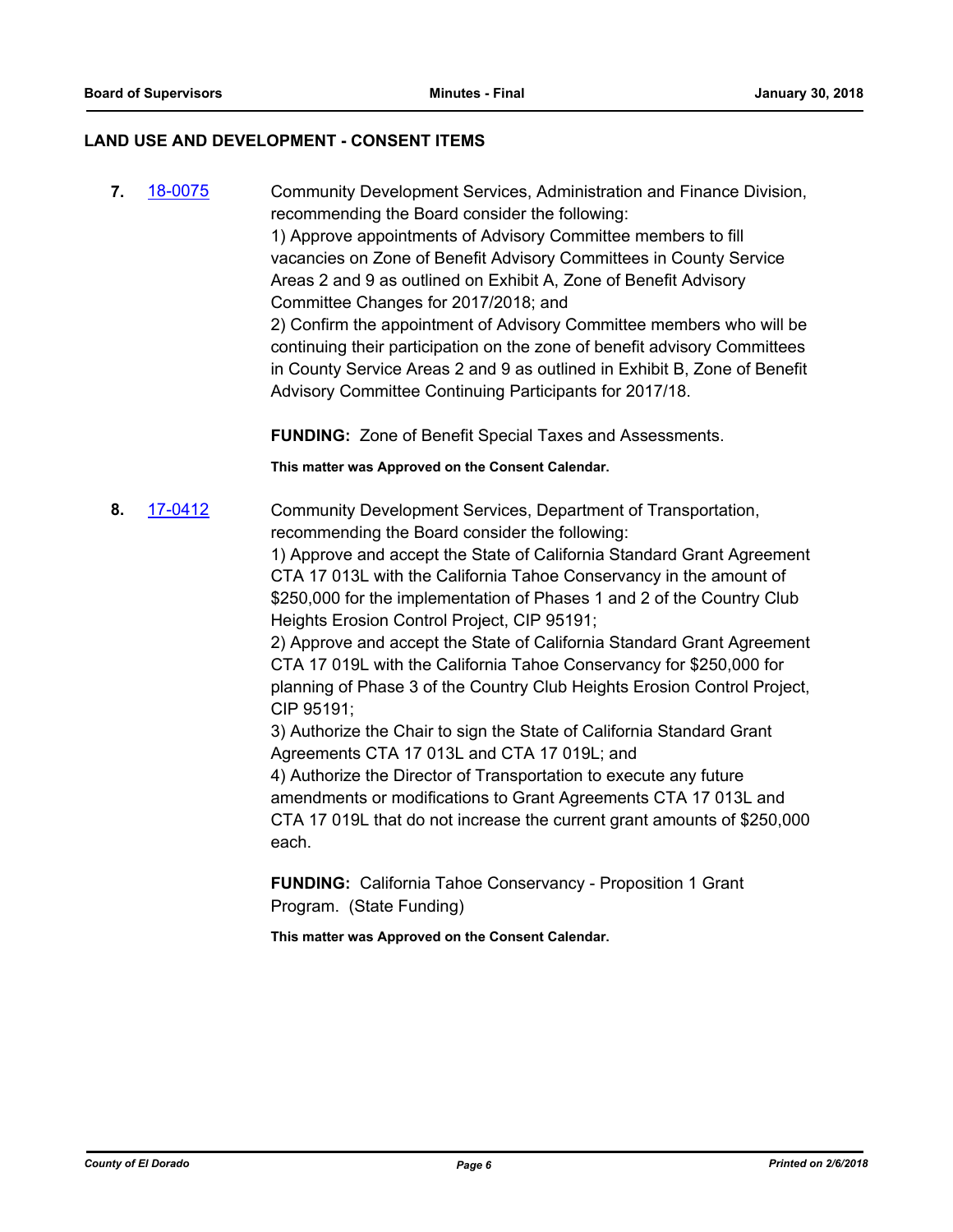## LAND USE AND DEVELOPMENT - CONSENT ITEMS

**7.** 18-0075

Community Development Services, Administration and Finance Division, recommending the Board consider the following:
1) Approve appointments of Advisory Committee members to fill vacancies on Zone of Benefit Advisory Committees in County Service Areas 2 and 9 as outlined on Exhibit A, Zone of Benefit Advisory Committee Changes for 2017/2018; and
2) Confirm the appointment of Advisory Committee members who will be continuing their participation on the zone of benefit advisory Committees in County Service Areas 2 and 9 as outlined in Exhibit B, Zone of Benefit Advisory Committee Continuing Participants for 2017/18.

**FUNDING:** Zone of Benefit Special Taxes and Assessments.

**This matter was Approved on the Consent Calendar.**

**8.** 17-0412

Community Development Services, Department of Transportation, recommending the Board consider the following:
1) Approve and accept the State of California Standard Grant Agreement CTA 17 013L with the California Tahoe Conservancy in the amount of $250,000 for the implementation of Phases 1 and 2 of the Country Club Heights Erosion Control Project, CIP 95191;
2) Approve and accept the State of California Standard Grant Agreement CTA 17 019L with the California Tahoe Conservancy for $250,000 for planning of Phase 3 of the Country Club Heights Erosion Control Project, CIP 95191;
3) Authorize the Chair to sign the State of California Standard Grant Agreements CTA 17 013L and CTA 17 019L; and
4) Authorize the Director of Transportation to execute any future amendments or modifications to Grant Agreements CTA 17 013L and CTA 17 019L that do not increase the current grant amounts of $250,000 each.

**FUNDING:** California Tahoe Conservancy - Proposition 1 Grant Program. (State Funding)

**This matter was Approved on the Consent Calendar.**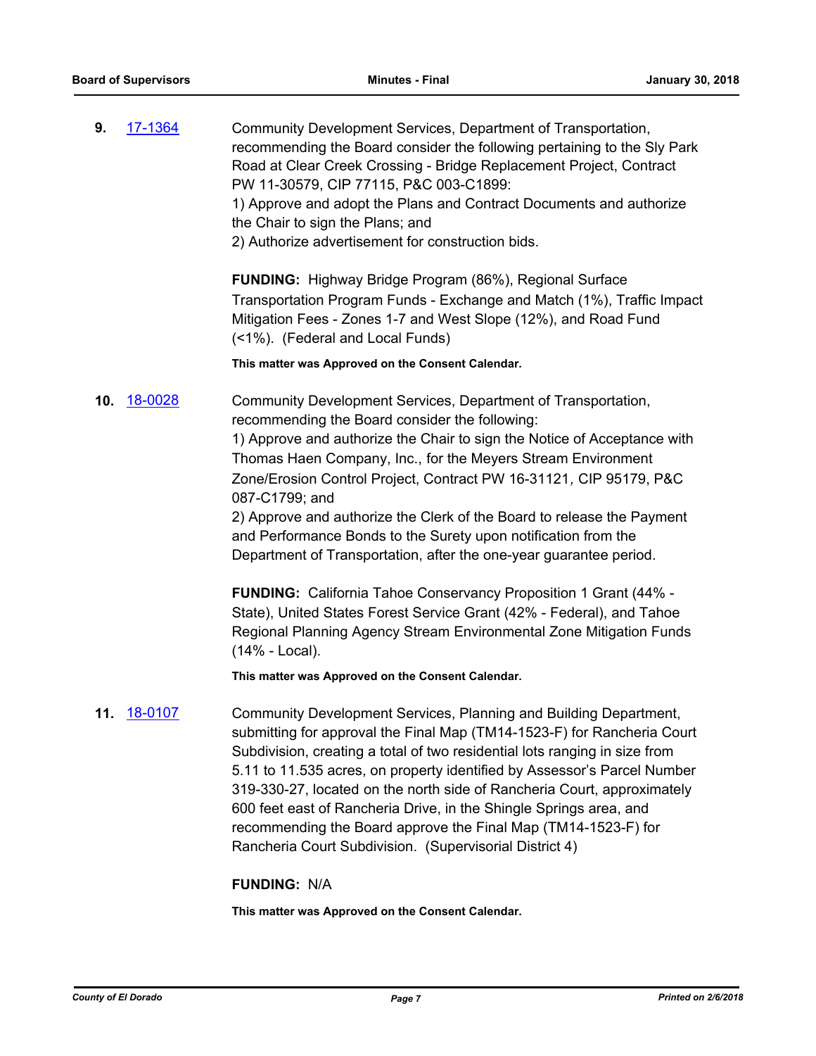**9.** 17-1364

Community Development Services, Department of Transportation, recommending the Board consider the following pertaining to the Sly Park Road at Clear Creek Crossing - Bridge Replacement Project, Contract PW 11-30579, CIP 77115, P&C 003-C1899:
1) Approve and adopt the Plans and Contract Documents and authorize the Chair to sign the Plans; and
2) Authorize advertisement for construction bids.

**FUNDING:** Highway Bridge Program (86%), Regional Surface Transportation Program Funds - Exchange and Match (1%), Traffic Impact Mitigation Fees - Zones 1-7 and West Slope (12%), and Road Fund (<1%). (Federal and Local Funds)

**This matter was Approved on the Consent Calendar.**

**10.** 18-0028

Community Development Services, Department of Transportation, recommending the Board consider the following:
1) Approve and authorize the Chair to sign the Notice of Acceptance with Thomas Haen Company, Inc., for the Meyers Stream Environment Zone/Erosion Control Project, Contract PW 16-31121, CIP 95179, P&C 087-C1799; and
2) Approve and authorize the Clerk of the Board to release the Payment and Performance Bonds to the Surety upon notification from the Department of Transportation, after the one-year guarantee period.

**FUNDING:** California Tahoe Conservancy Proposition 1 Grant (44% - State), United States Forest Service Grant (42% - Federal), and Tahoe Regional Planning Agency Stream Environmental Zone Mitigation Funds (14% - Local).

**This matter was Approved on the Consent Calendar.**

**11.** 18-0107

Community Development Services, Planning and Building Department, submitting for approval the Final Map (TM14-1523-F) for Rancheria Court Subdivision, creating a total of two residential lots ranging in size from 5.11 to 11.535 acres, on property identified by Assessor's Parcel Number 319-330-27, located on the north side of Rancheria Court, approximately 600 feet east of Rancheria Drive, in the Shingle Springs area, and recommending the Board approve the Final Map (TM14-1523-F) for Rancheria Court Subdivision. (Supervisorial District 4)

**FUNDING:** N/A

**This matter was Approved on the Consent Calendar.**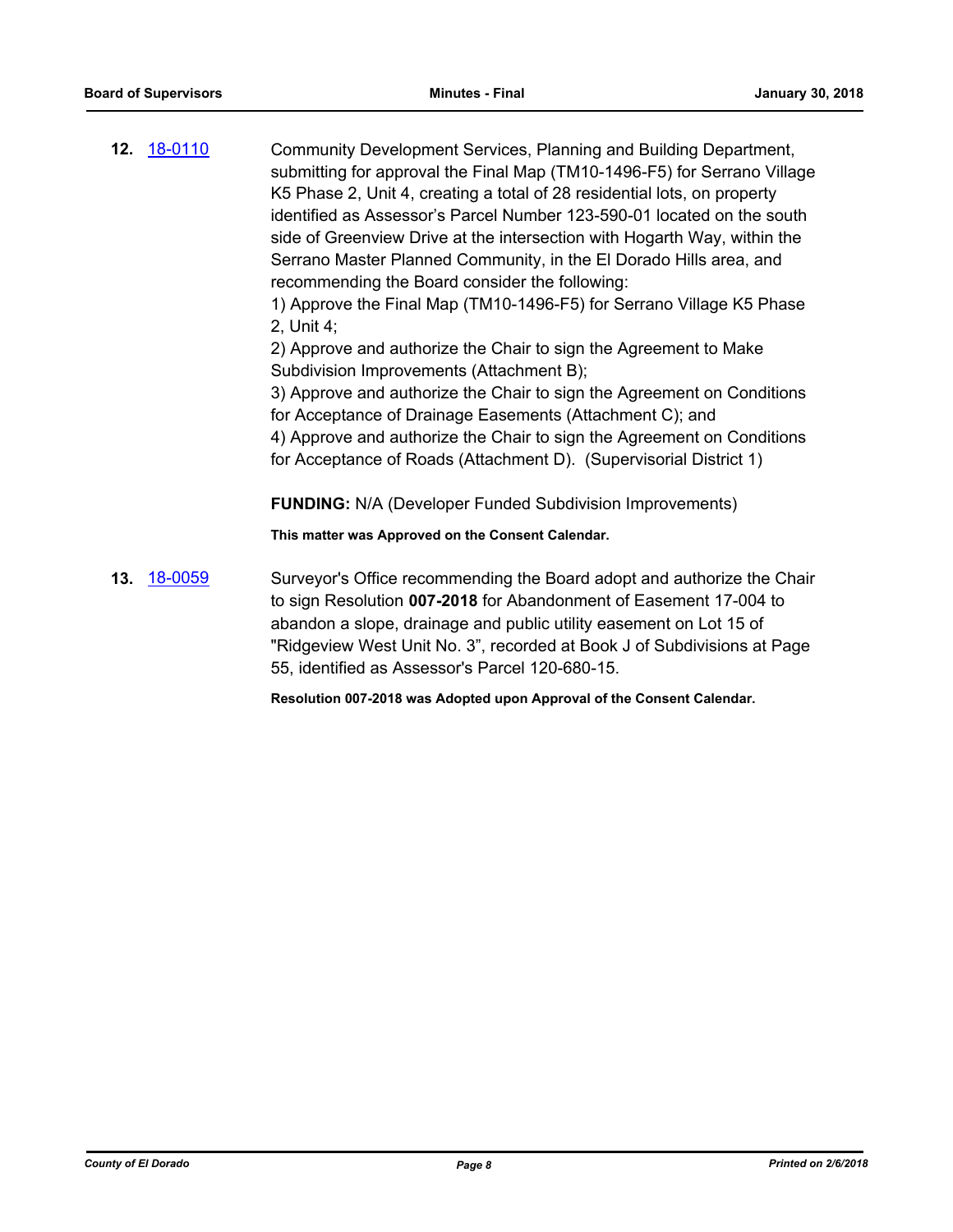**12.** [18-0110](#)

Community Development Services, Planning and Building Department, submitting for approval the Final Map (TM10-1496-F5) for Serrano Village K5 Phase 2, Unit 4, creating a total of 28 residential lots, on property identified as Assessor's Parcel Number 123-590-01 located on the south side of Greenview Drive at the intersection with Hogarth Way, within the Serrano Master Planned Community, in the El Dorado Hills area, and recommending the Board consider the following:

1) Approve the Final Map (TM10-1496-F5) for Serrano Village K5 Phase 2, Unit 4;
2) Approve and authorize the Chair to sign the Agreement to Make Subdivision Improvements (Attachment B);
3) Approve and authorize the Chair to sign the Agreement on Conditions for Acceptance of Drainage Easements (Attachment C); and
4) Approve and authorize the Chair to sign the Agreement on Conditions for Acceptance of Roads (Attachment D). (Supervisorial District 1)

**FUNDING:** N/A (Developer Funded Subdivision Improvements)

**This matter was Approved on the Consent Calendar.**

**13.** [18-0059](#)

Surveyor's Office recommending the Board adopt and authorize the Chair to sign Resolution **007-2018** for Abandonment of Easement 17-004 to abandon a slope, drainage and public utility easement on Lot 15 of "Ridgeview West Unit No. 3", recorded at Book J of Subdivisions at Page 55, identified as Assessor's Parcel 120-680-15.

**Resolution 007-2018 was Adopted upon Approval of the Consent Calendar.**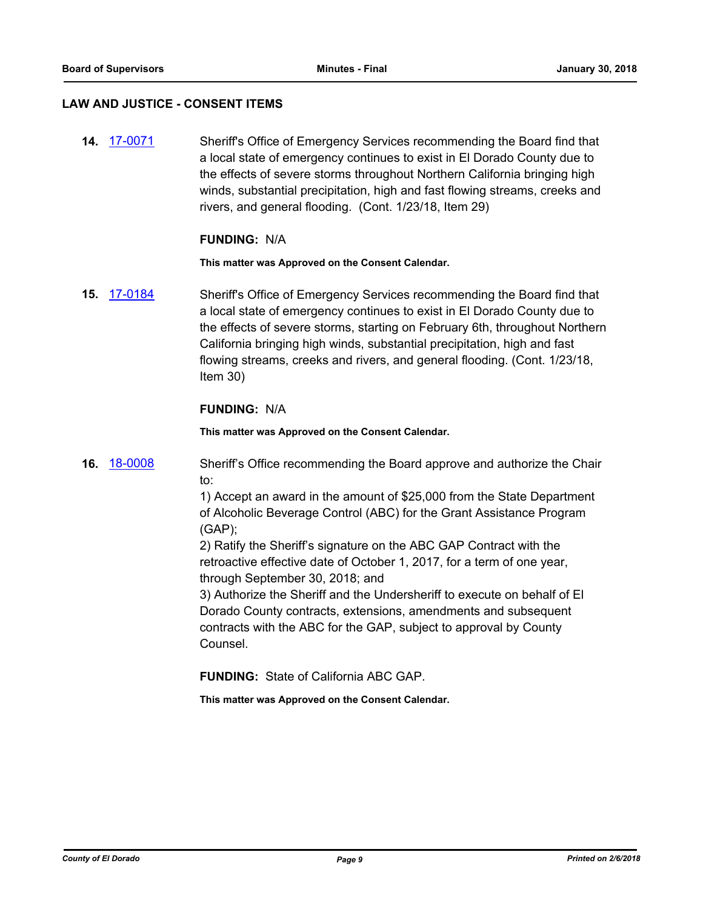## LAW AND JUSTICE - CONSENT ITEMS

**14.** 17-0071 Sheriff's Office of Emergency Services recommending the Board find that a local state of emergency continues to exist in El Dorado County due to the effects of severe storms throughout Northern California bringing high winds, substantial precipitation, high and fast flowing streams, creeks and rivers, and general flooding. (Cont. 1/23/18, Item 29)

**FUNDING:** N/A

**This matter was Approved on the Consent Calendar.**

**15.** 17-0184 Sheriff's Office of Emergency Services recommending the Board find that a local state of emergency continues to exist in El Dorado County due to the effects of severe storms, starting on February 6th, throughout Northern California bringing high winds, substantial precipitation, high and fast flowing streams, creeks and rivers, and general flooding. (Cont. 1/23/18, Item 30)

**FUNDING:** N/A

**This matter was Approved on the Consent Calendar.**

**16.** 18-0008 Sheriff's Office recommending the Board approve and authorize the Chair to:

1) Accept an award in the amount of $25,000 from the State Department of Alcoholic Beverage Control (ABC) for the Grant Assistance Program (GAP);

2) Ratify the Sheriff's signature on the ABC GAP Contract with the retroactive effective date of October 1, 2017, for a term of one year, through September 30, 2018; and

3) Authorize the Sheriff and the Undersheriff to execute on behalf of El Dorado County contracts, extensions, amendments and subsequent contracts with the ABC for the GAP, subject to approval by County Counsel.

**FUNDING:** State of California ABC GAP.

**This matter was Approved on the Consent Calendar.**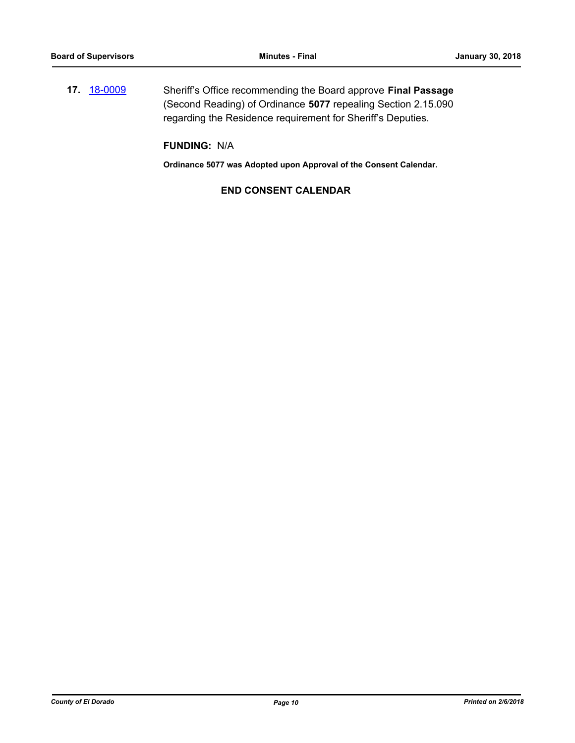**17.** [18-0009] Sheriff's Office recommending the Board approve **Final Passage** (Second Reading) of Ordinance **5077** repealing Section 2.15.090 regarding the Residence requirement for Sheriff's Deputies.

**FUNDING:** N/A

**Ordinance 5077 was Adopted upon Approval of the Consent Calendar.**

**END CONSENT CALENDAR**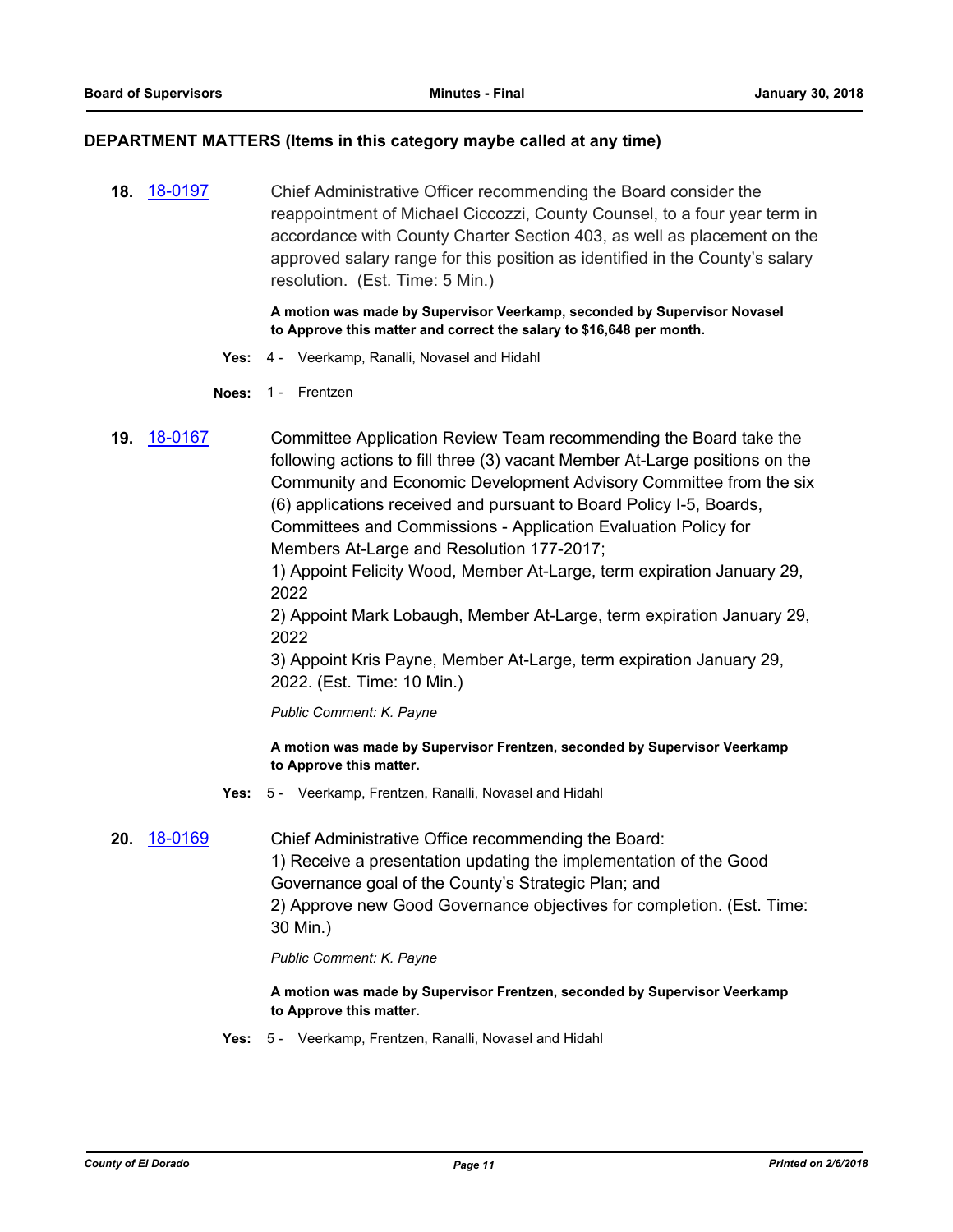## DEPARTMENT MATTERS (Items in this category maybe called at any time)

**18.** 18-0197

Chief Administrative Officer recommending the Board consider the reappointment of Michael Ciccozzi, County Counsel, to a four year term in accordance with County Charter Section 403, as well as placement on the approved salary range for this position as identified in the County's salary resolution. (Est. Time: 5 Min.)

**A motion was made by Supervisor Veerkamp, seconded by Supervisor Novasel to Approve this matter and correct the salary to $16,648 per month.**

**Yes:** 4 - Veerkamp, Ranalli, Novasel and Hidahl

**Noes:** 1 - Frentzen

**19.** 18-0167

Committee Application Review Team recommending the Board take the following actions to fill three (3) vacant Member At-Large positions on the Community and Economic Development Advisory Committee from the six (6) applications received and pursuant to Board Policy I-5, Boards, Committees and Commissions - Application Evaluation Policy for Members At-Large and Resolution 177-2017;

1) Appoint Felicity Wood, Member At-Large, term expiration January 29, 2022

2) Appoint Mark Lobaugh, Member At-Large, term expiration January 29, 2022

3) Appoint Kris Payne, Member At-Large, term expiration January 29, 2022. (Est. Time: 10 Min.)

*Public Comment: K. Payne*

**A motion was made by Supervisor Frentzen, seconded by Supervisor Veerkamp to Approve this matter.**

**Yes:** 5 - Veerkamp, Frentzen, Ranalli, Novasel and Hidahl

**20.** 18-0169

Chief Administrative Office recommending the Board:

1) Receive a presentation updating the implementation of the Good Governance goal of the County's Strategic Plan; and

2) Approve new Good Governance objectives for completion. (Est. Time: 30 Min.)

*Public Comment: K. Payne*

**A motion was made by Supervisor Frentzen, seconded by Supervisor Veerkamp to Approve this matter.**

**Yes:** 5 - Veerkamp, Frentzen, Ranalli, Novasel and Hidahl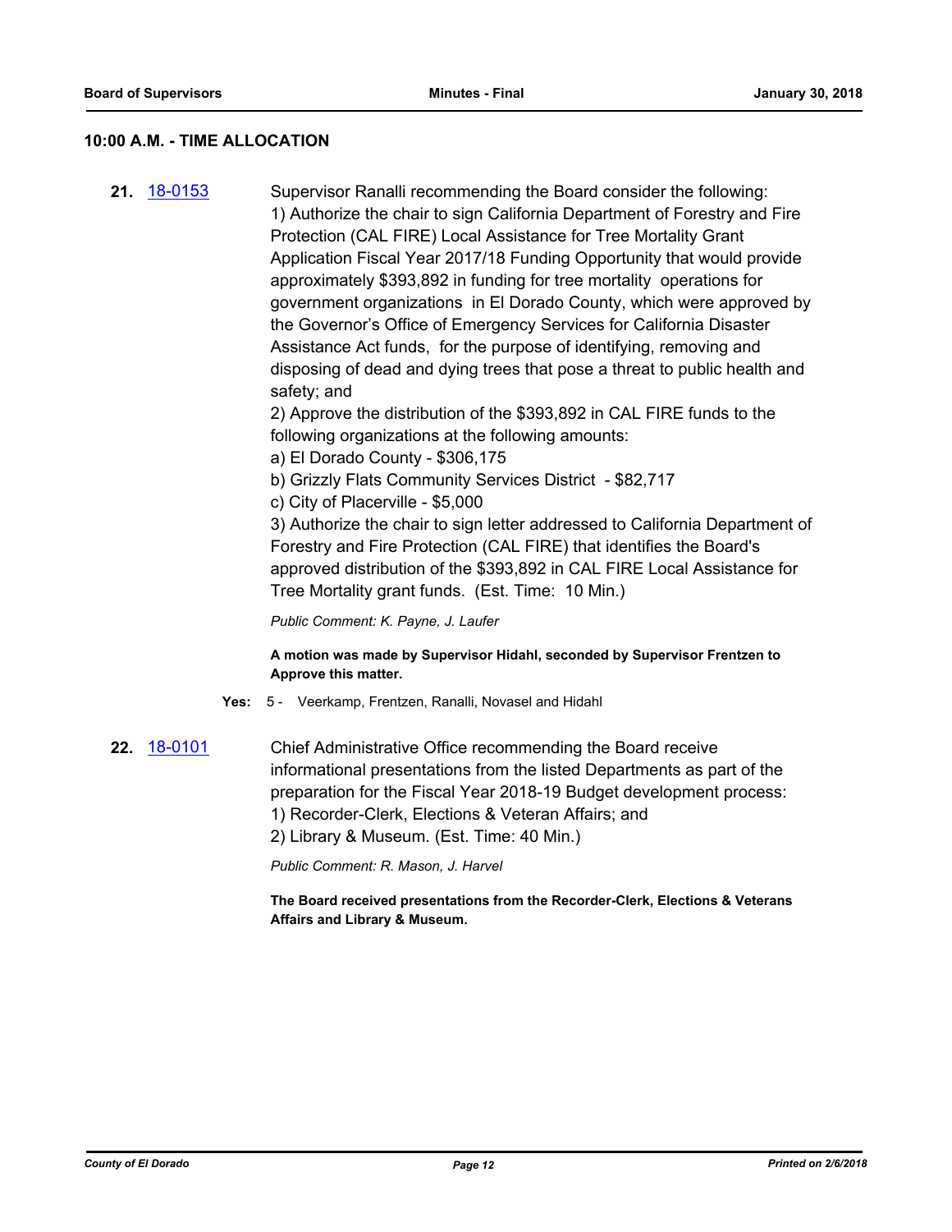## 10:00 A.M. - TIME ALLOCATION

**21.** [18-0153](18-0153)

Supervisor Ranalli recommending the Board consider the following:
1) Authorize the chair to sign California Department of Forestry and Fire Protection (CAL FIRE) Local Assistance for Tree Mortality Grant Application Fiscal Year 2017/18 Funding Opportunity that would provide approximately $393,892 in funding for tree mortality operations for government organizations in El Dorado County, which were approved by the Governor's Office of Emergency Services for California Disaster Assistance Act funds, for the purpose of identifying, removing and disposing of dead and dying trees that pose a threat to public health and safety; and
2) Approve the distribution of the $393,892 in CAL FIRE funds to the following organizations at the following amounts:
a) El Dorado County - $306,175
b) Grizzly Flats Community Services District - $82,717
c) City of Placerville - $5,000
3) Authorize the chair to sign letter addressed to California Department of Forestry and Fire Protection (CAL FIRE) that identifies the Board's approved distribution of the $393,892 in CAL FIRE Local Assistance for Tree Mortality grant funds. (Est. Time: 10 Min.)

*Public Comment: K. Payne, J. Laufer*

**A motion was made by Supervisor Hidahl, seconded by Supervisor Frentzen to Approve this matter.**

**Yes:** 5 - Veerkamp, Frentzen, Ranalli, Novasel and Hidahl

**22.** [18-0101](18-0101)

Chief Administrative Office recommending the Board receive informational presentations from the listed Departments as part of the preparation for the Fiscal Year 2018-19 Budget development process:
1) Recorder-Clerk, Elections & Veteran Affairs; and
2) Library & Museum. (Est. Time: 40 Min.)

*Public Comment: R. Mason, J. Harvel*

**The Board received presentations from the Recorder-Clerk, Elections & Veterans Affairs and Library & Museum.**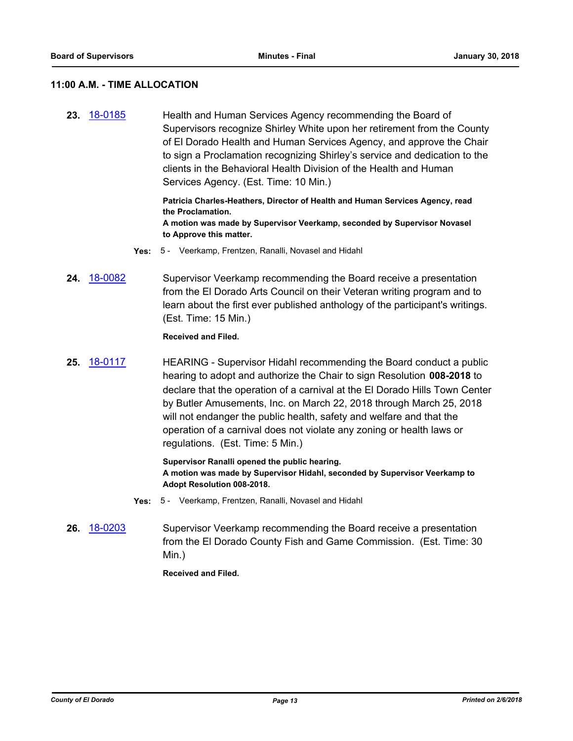## 11:00 A.M. - TIME ALLOCATION

**23.** 18-0185 Health and Human Services Agency recommending the Board of Supervisors recognize Shirley White upon her retirement from the County of El Dorado Health and Human Services Agency, and approve the Chair to sign a Proclamation recognizing Shirley's service and dedication to the clients in the Behavioral Health Division of the Health and Human Services Agency. (Est. Time: 10 Min.)

**Patricia Charles-Heathers, Director of Health and Human Services Agency, read the Proclamation.**
**A motion was made by Supervisor Veerkamp, seconded by Supervisor Novasel to Approve this matter.**

**Yes:** 5 - Veerkamp, Frentzen, Ranalli, Novasel and Hidahl

**24.** 18-0082 Supervisor Veerkamp recommending the Board receive a presentation from the El Dorado Arts Council on their Veteran writing program and to learn about the first ever published anthology of the participant's writings. (Est. Time: 15 Min.)

**Received and Filed.**

**25.** 18-0117 HEARING - Supervisor Hidahl recommending the Board conduct a public hearing to adopt and authorize the Chair to sign Resolution **008-2018** to declare that the operation of a carnival at the El Dorado Hills Town Center by Butler Amusements, Inc. on March 22, 2018 through March 25, 2018 will not endanger the public health, safety and welfare and that the operation of a carnival does not violate any zoning or health laws or regulations. (Est. Time: 5 Min.)

**Supervisor Ranalli opened the public hearing.**
**A motion was made by Supervisor Hidahl, seconded by Supervisor Veerkamp to Adopt Resolution 008-2018.**

**Yes:** 5 - Veerkamp, Frentzen, Ranalli, Novasel and Hidahl

**26.** 18-0203 Supervisor Veerkamp recommending the Board receive a presentation from the El Dorado County Fish and Game Commission. (Est. Time: 30 Min.)

**Received and Filed.**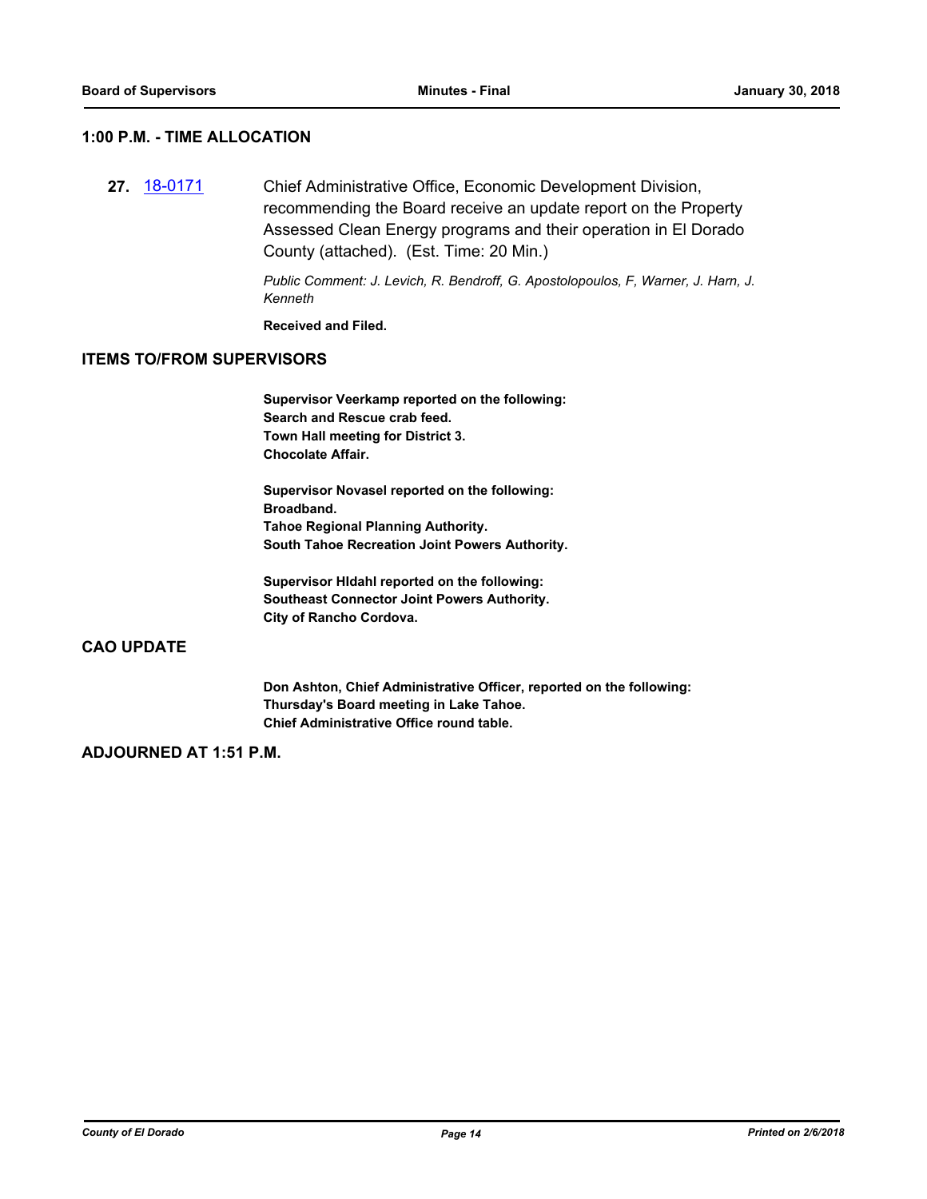## 1:00 P.M. - TIME ALLOCATION

**27.** 18-0171 Chief Administrative Office, Economic Development Division, recommending the Board receive an update report on the Property Assessed Clean Energy programs and their operation in El Dorado County (attached). (Est. Time: 20 Min.)

*Public Comment: J. Levich, R. Bendroff, G. Apostolopoulos, F, Warner, J. Harn, J. Kenneth*

**Received and Filed.**

## ITEMS TO/FROM SUPERVISORS

**Supervisor Veerkamp reported on the following:**
**Search and Rescue crab feed.**
**Town Hall meeting for District 3.**
**Chocolate Affair.**

**Supervisor Novasel reported on the following:**
**Broadband.**
**Tahoe Regional Planning Authority.**
**South Tahoe Recreation Joint Powers Authority.**

**Supervisor HIdahl reported on the following:**
**Southeast Connector Joint Powers Authority.**
**City of Rancho Cordova.**

## CAO UPDATE

**Don Ashton, Chief Administrative Officer, reported on the following:**
**Thursday's Board meeting in Lake Tahoe.**
**Chief Administrative Office round table.**

## ADJOURNED AT 1:51 P.M.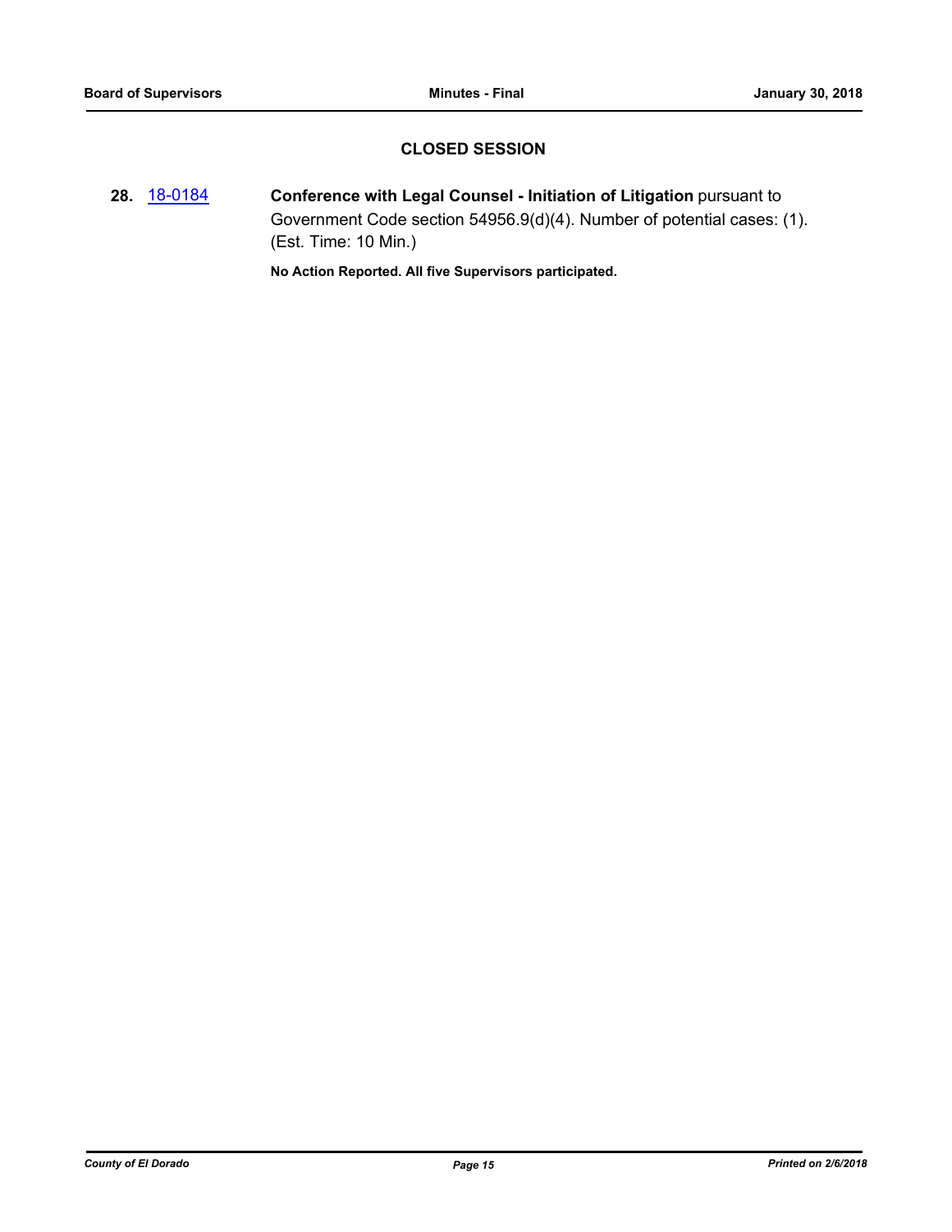## CLOSED SESSION

**28.** [18-0184](18-0184) **Conference with Legal Counsel - Initiation of Litigation** pursuant to Government Code section 54956.9(d)(4). Number of potential cases: (1). (Est. Time: 10 Min.)

**No Action Reported. All five Supervisors participated.**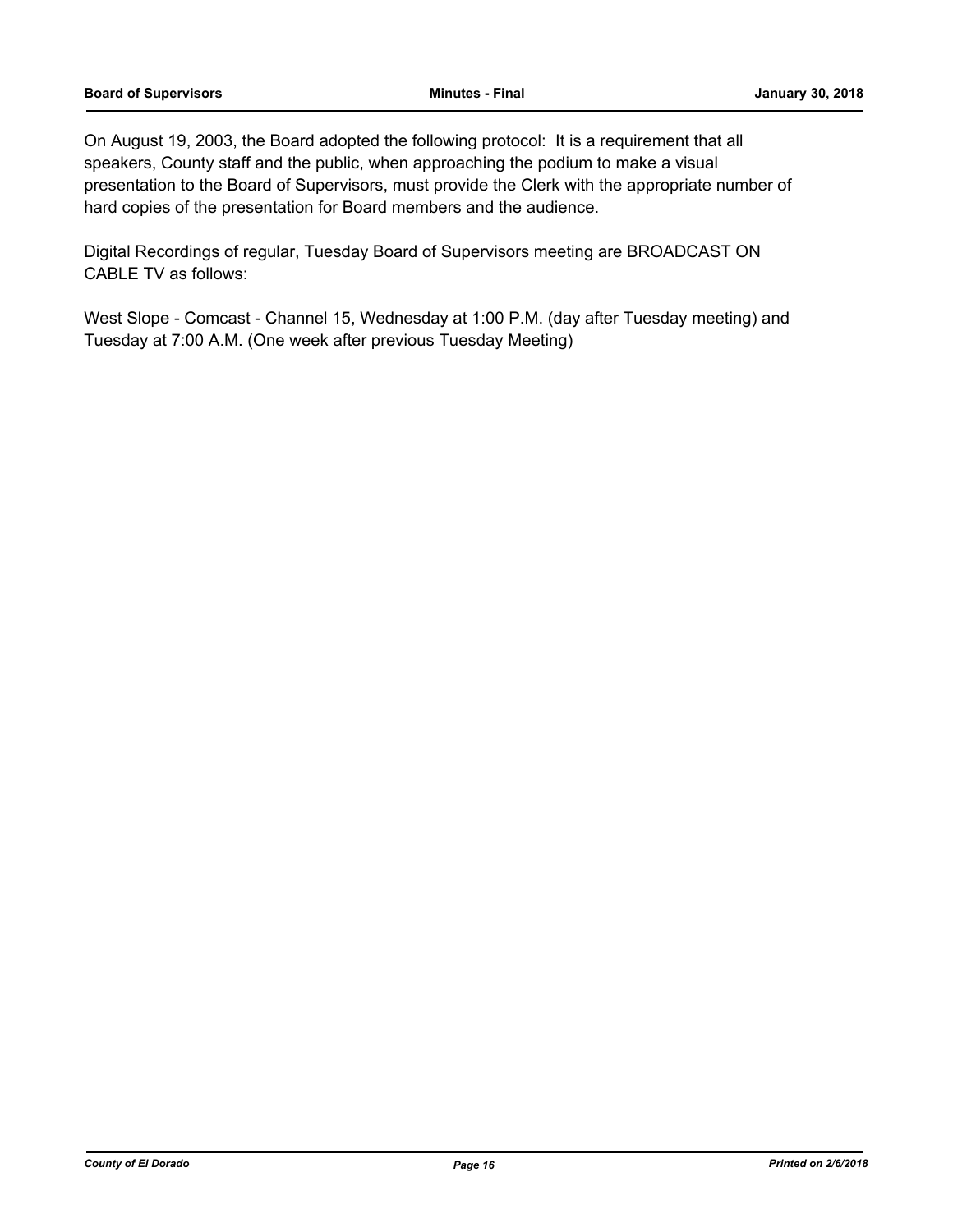On August 19, 2003, the Board adopted the following protocol: It is a requirement that all speakers, County staff and the public, when approaching the podium to make a visual presentation to the Board of Supervisors, must provide the Clerk with the appropriate number of hard copies of the presentation for Board members and the audience.

Digital Recordings of regular, Tuesday Board of Supervisors meeting are BROADCAST ON CABLE TV as follows:

West Slope - Comcast - Channel 15, Wednesday at 1:00 P.M. (day after Tuesday meeting) and Tuesday at 7:00 A.M. (One week after previous Tuesday Meeting)